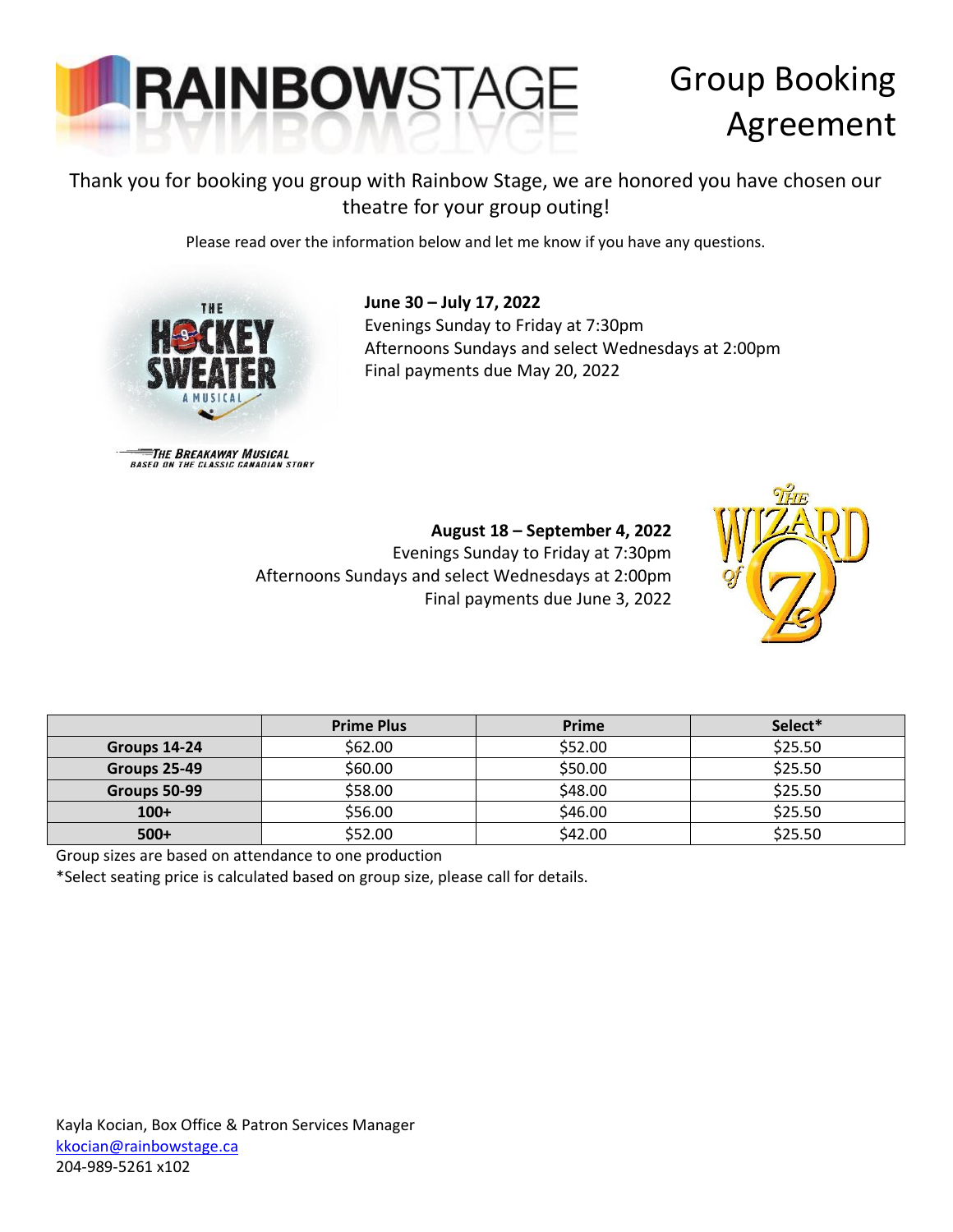# RAINBOWSTAGE

# Group Booking Agreement

Thank you for booking you group with Rainbow Stage, we are honored you have chosen our theatre for your group outing!

Please read over the information below and let me know if you have any questions.

THE HOCKEY SWEATER A MUSICAL

THE BREAKAWAY MUSICAL
BASED ON THE CLASSIC CANADIAN STORY

**June 30 – July 17, 2022**
Evenings Sunday to Friday at 7:30pm
Afternoons Sundays and select Wednesdays at 2:00pm
Final payments due May 20, 2022

THE WIZARD of OZ

**August 18 – September 4, 2022**
Evenings Sunday to Friday at 7:30pm
Afternoons Sundays and select Wednesdays at 2:00pm
Final payments due June 3, 2022

| | Prime Plus | Prime | Select* |
|---|---|---|---|
| **Groups 14-24** | $62.00 | $52.00 | $25.50 |
| **Groups 25-49** | $60.00 | $50.00 | $25.50 |
| **Groups 50-99** | $58.00 | $48.00 | $25.50 |
| **100+** | $56.00 | $46.00 | $25.50 |
| **500+** | $52.00 | $42.00 | $25.50 |

Group sizes are based on attendance to one production

*Select seating price is calculated based on group size, please call for details.

Kayla Kocian, Box Office & Patron Services Manager
kkocian@rainbowstage.ca
204-989-5261 x102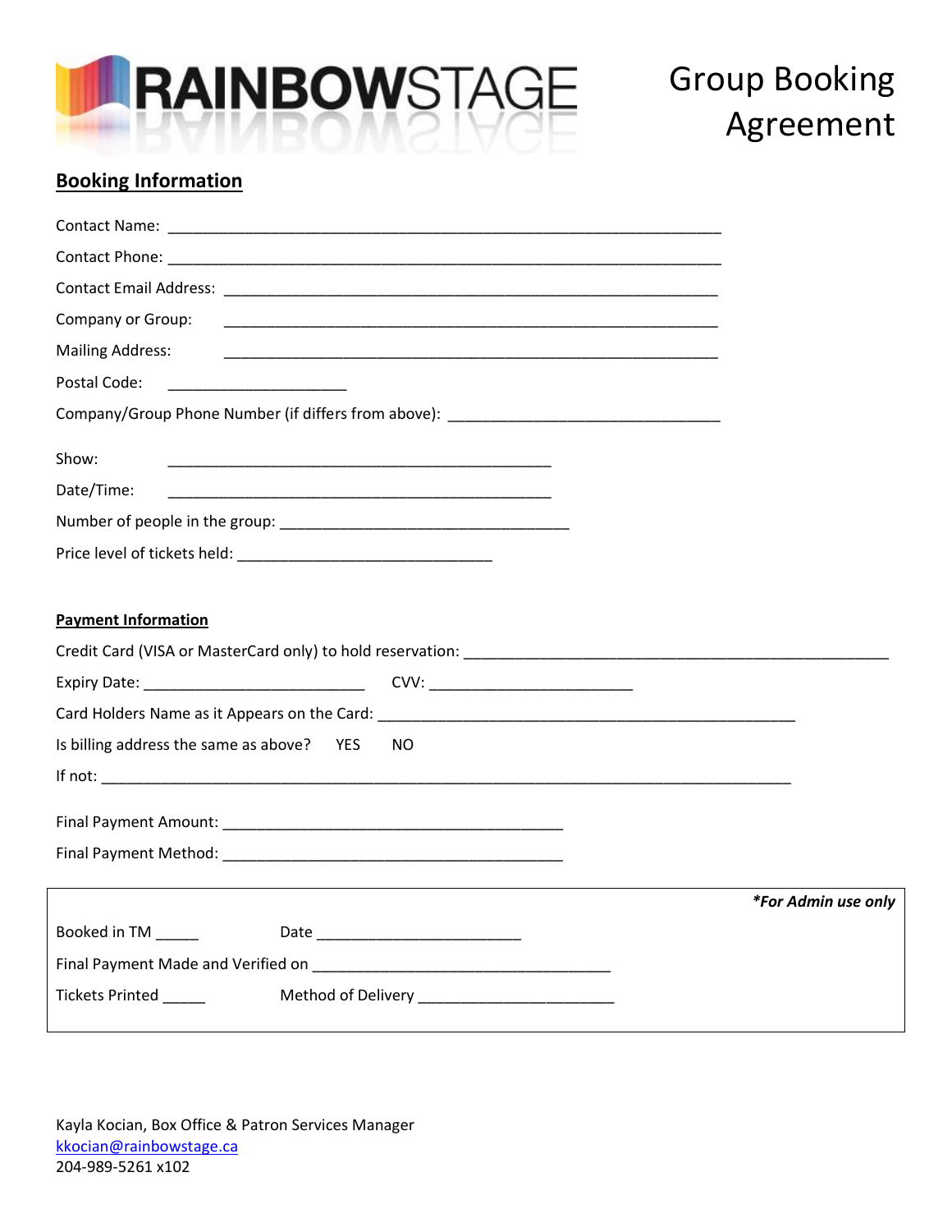# RAINBOWSTAGE

# Group Booking Agreement

## Booking Information

Contact Name: ___________________________________________________________________

Contact Phone: ___________________________________________________________________

Contact Email Address: ____________________________________________________________

Company or Group: ________________________________________________________________

Mailing Address: __________________________________________________________________

Postal Code: ______________________

Company/Group Phone Number (if differs from above): _________________________________

Show: _______________________________________________

Date/Time: _______________________________________________

Number of people in the group: ___________________________________

Price level of tickets held: ______________________________

## Payment Information

Credit Card (VISA or MasterCard only) to hold reservation: ____________________________________________________

Expiry Date: ___________________________ CVV: _________________________

Card Holders Name as it Appears on the Card: ___________________________________________________

Is billing address the same as above? YES NO

If not: ____________________________________________________________________________________

Final Payment Amount: __________________________________________

Final Payment Method: __________________________________________

***For Admin use only***

Booked in TM _____ Date _________________________

Final Payment Made and Verified on ____________________________________

Tickets Printed _____ Method of Delivery ________________________

Kayla Kocian, Box Office & Patron Services Manager
kkocian@rainbowstage.ca
204-989-5261 x102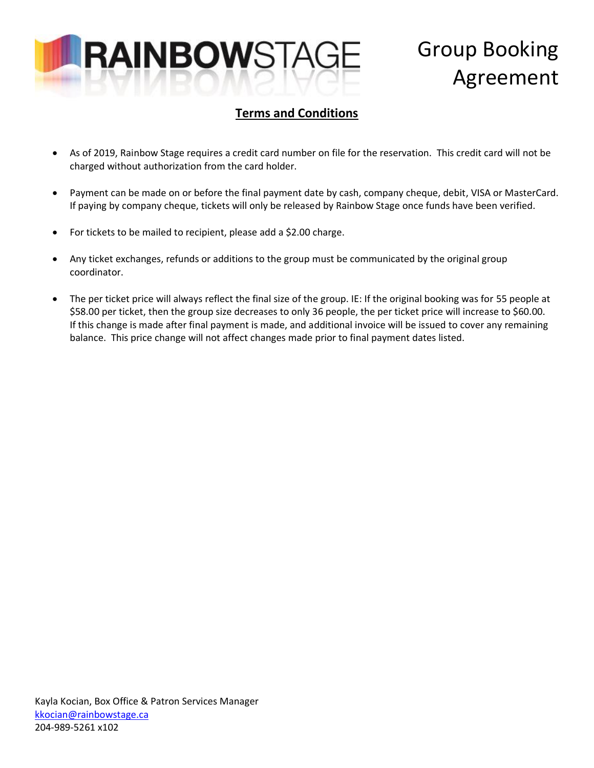RAINBOWSTAGE

# Group Booking Agreement

## Terms and Conditions

- As of 2019, Rainbow Stage requires a credit card number on file for the reservation. This credit card will not be charged without authorization from the card holder.
- Payment can be made on or before the final payment date by cash, company cheque, debit, VISA or MasterCard. If paying by company cheque, tickets will only be released by Rainbow Stage once funds have been verified.
- For tickets to be mailed to recipient, please add a $2.00 charge.
- Any ticket exchanges, refunds or additions to the group must be communicated by the original group coordinator.
- The per ticket price will always reflect the final size of the group. IE: If the original booking was for 55 people at $58.00 per ticket, then the group size decreases to only 36 people, the per ticket price will increase to $60.00. If this change is made after final payment is made, and additional invoice will be issued to cover any remaining balance. This price change will not affect changes made prior to final payment dates listed.

Kayla Kocian, Box Office & Patron Services Manager
kkocian@rainbowstage.ca
204-989-5261 x102